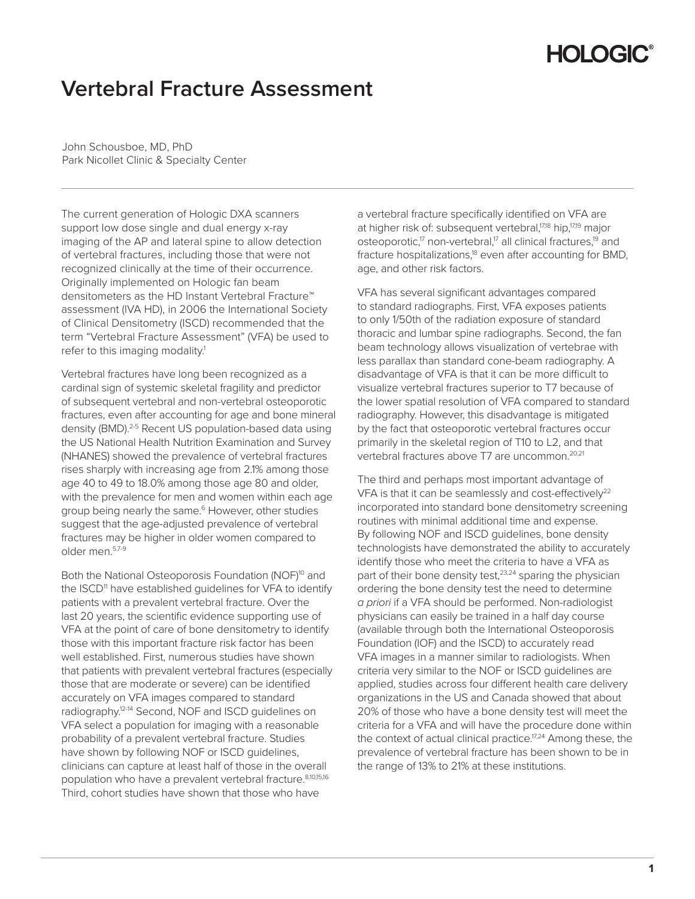# Vertebral Fracture Assessment

John Schousboe, MD, PhD
Park Nicollet Clinic & Specialty Center

---

The current generation of Hologic DXA scanners support low dose single and dual energy x-ray imaging of the AP and lateral spine to allow detection of vertebral fractures, including those that were not recognized clinically at the time of their occurrence. Originally implemented on Hologic fan beam densitometers as the HD Instant Vertebral Fracture™ assessment (IVA HD), in 2006 the International Society of Clinical Densitometry (ISCD) recommended that the term "Vertebral Fracture Assessment" (VFA) be used to refer to this imaging modality.[1]

Vertebral fractures have long been recognized as a cardinal sign of systemic skeletal fragility and predictor of subsequent vertebral and non-vertebral osteoporotic fractures, even after accounting for age and bone mineral density (BMD).[2-5] Recent US population-based data using the US National Health Nutrition Examination and Survey (NHANES) showed the prevalence of vertebral fractures rises sharply with increasing age from 2.1% among those age 40 to 49 to 18.0% among those age 80 and older, with the prevalence for men and women within each age group being nearly the same.[6] However, other studies suggest that the age-adjusted prevalence of vertebral fractures may be higher in older women compared to older men.[5,7-9]

Both the National Osteoporosis Foundation (NOF)[10] and the ISCD[11] have established guidelines for VFA to identify patients with a prevalent vertebral fracture. Over the last 20 years, the scientific evidence supporting use of VFA at the point of care of bone densitometry to identify those with this important fracture risk factor has been well established. First, numerous studies have shown that patients with prevalent vertebral fractures (especially those that are moderate or severe) can be identified accurately on VFA images compared to standard radiography.[12-14] Second, NOF and ISCD guidelines on VFA select a population for imaging with a reasonable probability of a prevalent vertebral fracture. Studies have shown by following NOF or ISCD guidelines, clinicians can capture at least half of those in the overall population who have a prevalent vertebral fracture.[8,10,15,16] Third, cohort studies have shown that those who have a vertebral fracture specifically identified on VFA are at higher risk of: subsequent vertebral,[17,18] hip,[17,19] major osteoporotic,[17] non-vertebral,[17] all clinical fractures,[19] and fracture hospitalizations,[18] even after accounting for BMD, age, and other risk factors.

VFA has several significant advantages compared to standard radiographs. First, VFA exposes patients to only 1/50th of the radiation exposure of standard thoracic and lumbar spine radiographs. Second, the fan beam technology allows visualization of vertebrae with less parallax than standard cone-beam radiography. A disadvantage of VFA is that it can be more difficult to visualize vertebral fractures superior to T7 because of the lower spatial resolution of VFA compared to standard radiography. However, this disadvantage is mitigated by the fact that osteoporotic vertebral fractures occur primarily in the skeletal region of T10 to L2, and that vertebral fractures above T7 are uncommon.[20,21]

The third and perhaps most important advantage of VFA is that it can be seamlessly and cost-effectively[22] incorporated into standard bone densitometry screening routines with minimal additional time and expense. By following NOF and ISCD guidelines, bone density technologists have demonstrated the ability to accurately identify those who meet the criteria to have a VFA as part of their bone density test,[23,24] sparing the physician ordering the bone density test the need to determine *a priori* if a VFA should be performed. Non-radiologist physicians can easily be trained in a half day course (available through both the International Osteoporosis Foundation (IOF) and the ISCD) to accurately read VFA images in a manner similar to radiologists. When criteria very similar to the NOF or ISCD guidelines are applied, studies across four different health care delivery organizations in the US and Canada showed that about 20% of those who have a bone density test will meet the criteria for a VFA and will have the procedure done within the context of actual clinical practice.[17,24] Among these, the prevalence of vertebral fracture has been shown to be in the range of 13% to 21% at these institutions.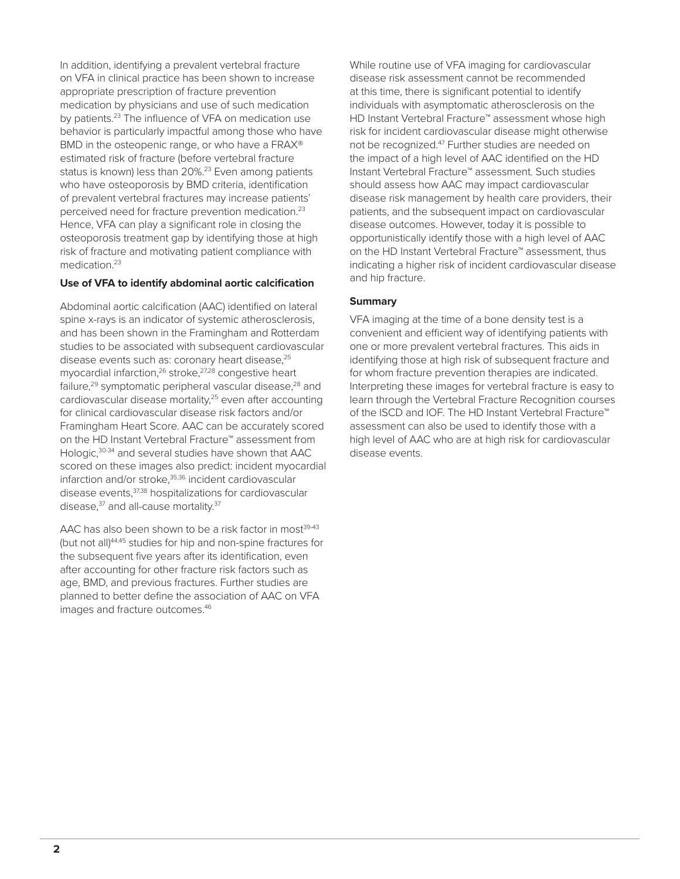In addition, identifying a prevalent vertebral fracture on VFA in clinical practice has been shown to increase appropriate prescription of fracture prevention medication by physicians and use of such medication by patients.[23] The influence of VFA on medication use behavior is particularly impactful among those who have BMD in the osteopenic range, or who have a FRAX® estimated risk of fracture (before vertebral fracture status is known) less than 20%.[23] Even among patients who have osteoporosis by BMD criteria, identification of prevalent vertebral fractures may increase patients' perceived need for fracture prevention medication.[23] Hence, VFA can play a significant role in closing the osteoporosis treatment gap by identifying those at high risk of fracture and motivating patient compliance with medication.[23]

**Use of VFA to identify abdominal aortic calcification**

Abdominal aortic calcification (AAC) identified on lateral spine x-rays is an indicator of systemic atherosclerosis, and has been shown in the Framingham and Rotterdam studies to be associated with subsequent cardiovascular disease events such as: coronary heart disease,[25] myocardial infarction,[26] stroke,[27,28] congestive heart failure,[29] symptomatic peripheral vascular disease,[28] and cardiovascular disease mortality,[25] even after accounting for clinical cardiovascular disease risk factors and/or Framingham Heart Score. AAC can be accurately scored on the HD Instant Vertebral Fracture™ assessment from Hologic,[30-34] and several studies have shown that AAC scored on these images also predict: incident myocardial infarction and/or stroke,[35,36] incident cardiovascular disease events,[37,38] hospitalizations for cardiovascular disease,[37] and all-cause mortality.[37]

AAC has also been shown to be a risk factor in most[39-43] (but not all)[44,45] studies for hip and non-spine fractures for the subsequent five years after its identification, even after accounting for other fracture risk factors such as age, BMD, and previous fractures. Further studies are planned to better define the association of AAC on VFA images and fracture outcomes.[46]

While routine use of VFA imaging for cardiovascular disease risk assessment cannot be recommended at this time, there is significant potential to identify individuals with asymptomatic atherosclerosis on the HD Instant Vertebral Fracture™ assessment whose high risk for incident cardiovascular disease might otherwise not be recognized.[47] Further studies are needed on the impact of a high level of AAC identified on the HD Instant Vertebral Fracture™ assessment. Such studies should assess how AAC may impact cardiovascular disease risk management by health care providers, their patients, and the subsequent impact on cardiovascular disease outcomes. However, today it is possible to opportunistically identify those with a high level of AAC on the HD Instant Vertebral Fracture™ assessment, thus indicating a higher risk of incident cardiovascular disease and hip fracture.

**Summary**

VFA imaging at the time of a bone density test is a convenient and efficient way of identifying patients with one or more prevalent vertebral fractures. This aids in identifying those at high risk of subsequent fracture and for whom fracture prevention therapies are indicated. Interpreting these images for vertebral fracture is easy to learn through the Vertebral Fracture Recognition courses of the ISCD and IOF. The HD Instant Vertebral Fracture™ assessment can also be used to identify those with a high level of AAC who are at high risk for cardiovascular disease events.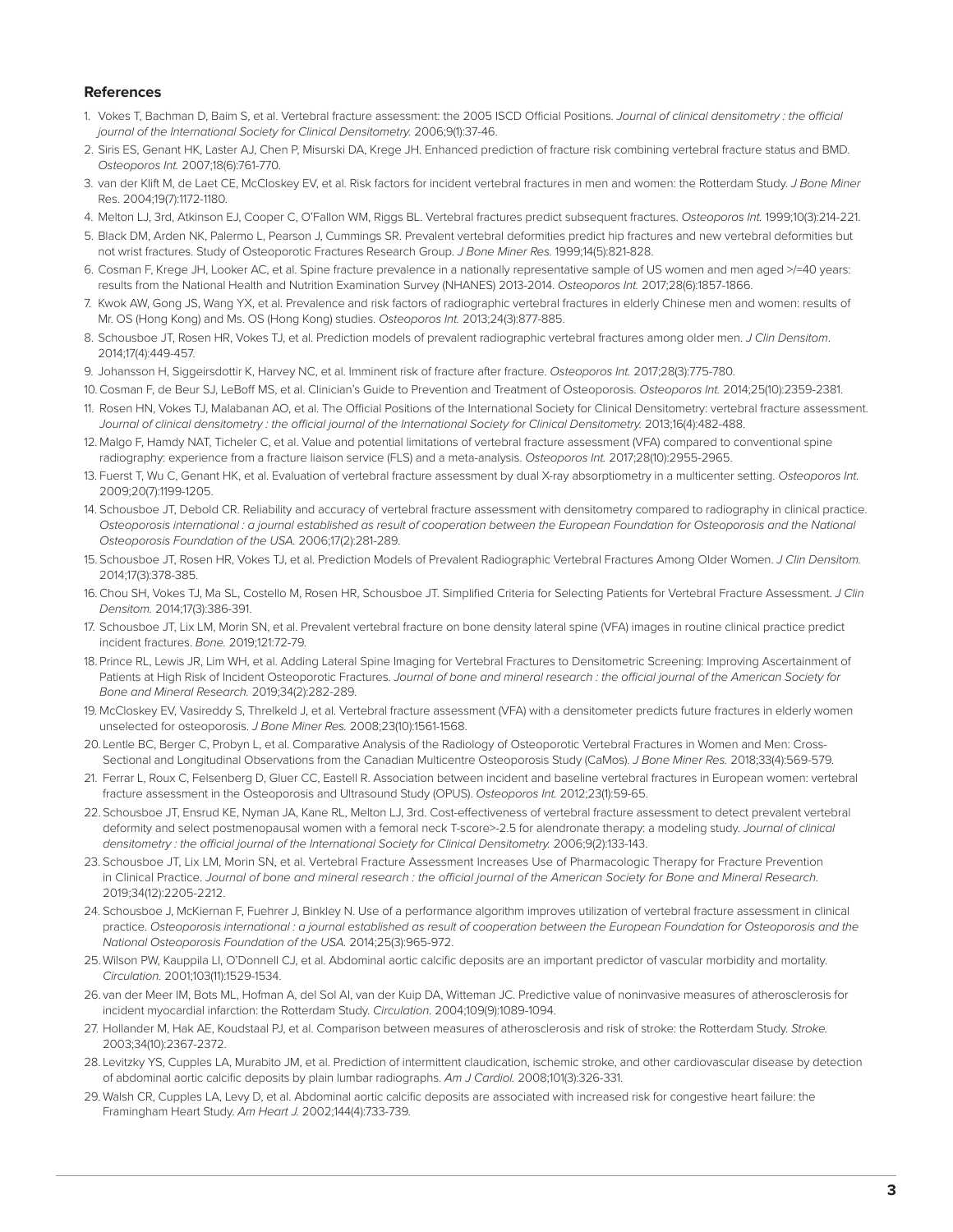### References

1. Vokes T, Bachman D, Baim S, et al. Vertebral fracture assessment: the 2005 ISCD Official Positions. *Journal of clinical densitometry : the official journal of the International Society for Clinical Densitometry.* 2006;9(1):37-46.
2. Siris ES, Genant HK, Laster AJ, Chen P, Misurski DA, Krege JH. Enhanced prediction of fracture risk combining vertebral fracture status and BMD. *Osteoporos Int.* 2007;18(6):761-770.
3. van der Klift M, de Laet CE, McCloskey EV, et al. Risk factors for incident vertebral fractures in men and women: the Rotterdam Study. *J Bone Miner* Res. 2004;19(7):1172-1180.
4. Melton LJ, 3rd, Atkinson EJ, Cooper C, O'Fallon WM, Riggs BL. Vertebral fractures predict subsequent fractures. *Osteoporos Int.* 1999;10(3):214-221.
5. Black DM, Arden NK, Palermo L, Pearson J, Cummings SR. Prevalent vertebral deformities predict hip fractures and new vertebral deformities but not wrist fractures. Study of Osteoporotic Fractures Research Group. *J Bone Miner Res.* 1999;14(5):821-828.
6. Cosman F, Krege JH, Looker AC, et al. Spine fracture prevalence in a nationally representative sample of US women and men aged >/=40 years: results from the National Health and Nutrition Examination Survey (NHANES) 2013-2014. *Osteoporos Int.* 2017;28(6):1857-1866.
7. Kwok AW, Gong JS, Wang YX, et al. Prevalence and risk factors of radiographic vertebral fractures in elderly Chinese men and women: results of Mr. OS (Hong Kong) and Ms. OS (Hong Kong) studies. *Osteoporos Int.* 2013;24(3):877-885.
8. Schousboe JT, Rosen HR, Vokes TJ, et al. Prediction models of prevalent radiographic vertebral fractures among older men. *J Clin Densitom*. 2014;17(4):449-457.
9. Johansson H, Siggeirsdottir K, Harvey NC, et al. Imminent risk of fracture after fracture. *Osteoporos Int.* 2017;28(3):775-780.
10. Cosman F, de Beur SJ, LeBoff MS, et al. Clinician's Guide to Prevention and Treatment of Osteoporosis. *Osteoporos Int.* 2014;25(10):2359-2381.
11. Rosen HN, Vokes TJ, Malabanan AO, et al. The Official Positions of the International Society for Clinical Densitometry: vertebral fracture assessment. *Journal of clinical densitometry : the official journal of the International Society for Clinical Densitometry.* 2013;16(4):482-488.
12. Malgo F, Hamdy NAT, Ticheler C, et al. Value and potential limitations of vertebral fracture assessment (VFA) compared to conventional spine radiography: experience from a fracture liaison service (FLS) and a meta-analysis. *Osteoporos Int.* 2017;28(10):2955-2965.
13. Fuerst T, Wu C, Genant HK, et al. Evaluation of vertebral fracture assessment by dual X-ray absorptiometry in a multicenter setting. *Osteoporos Int.* 2009;20(7):1199-1205.
14. Schousboe JT, Debold CR. Reliability and accuracy of vertebral fracture assessment with densitometry compared to radiography in clinical practice. *Osteoporosis international : a journal established as result of cooperation between the European Foundation for Osteoporosis and the National Osteoporosis Foundation of the USA.* 2006;17(2):281-289.
15. Schousboe JT, Rosen HR, Vokes TJ, et al. Prediction Models of Prevalent Radiographic Vertebral Fractures Among Older Women. *J Clin Densitom.* 2014;17(3):378-385.
16. Chou SH, Vokes TJ, Ma SL, Costello M, Rosen HR, Schousboe JT. Simplified Criteria for Selecting Patients for Vertebral Fracture Assessment. *J Clin Densitom.* 2014;17(3):386-391.
17. Schousboe JT, Lix LM, Morin SN, et al. Prevalent vertebral fracture on bone density lateral spine (VFA) images in routine clinical practice predict incident fractures. *Bone.* 2019;121:72-79.
18. Prince RL, Lewis JR, Lim WH, et al. Adding Lateral Spine Imaging for Vertebral Fractures to Densitometric Screening: Improving Ascertainment of Patients at High Risk of Incident Osteoporotic Fractures. *Journal of bone and mineral research : the official journal of the American Society for Bone and Mineral Research.* 2019;34(2):282-289.
19. McCloskey EV, Vasireddy S, Threlkeld J, et al. Vertebral fracture assessment (VFA) with a densitometer predicts future fractures in elderly women unselected for osteoporosis. *J Bone Miner Res.* 2008;23(10):1561-1568.
20. Lentle BC, Berger C, Probyn L, et al. Comparative Analysis of the Radiology of Osteoporotic Vertebral Fractures in Women and Men: Cross-Sectional and Longitudinal Observations from the Canadian Multicentre Osteoporosis Study (CaMos). *J Bone Miner Res.* 2018;33(4):569-579.
21. Ferrar L, Roux C, Felsenberg D, Gluer CC, Eastell R. Association between incident and baseline vertebral fractures in European women: vertebral fracture assessment in the Osteoporosis and Ultrasound Study (OPUS). *Osteoporos Int.* 2012;23(1):59-65.
22. Schousboe JT, Ensrud KE, Nyman JA, Kane RL, Melton LJ, 3rd. Cost-effectiveness of vertebral fracture assessment to detect prevalent vertebral deformity and select postmenopausal women with a femoral neck T-score>-2.5 for alendronate therapy: a modeling study. *Journal of clinical densitometry : the official journal of the International Society for Clinical Densitometry.* 2006;9(2):133-143.
23. Schousboe JT, Lix LM, Morin SN, et al. Vertebral Fracture Assessment Increases Use of Pharmacologic Therapy for Fracture Prevention in Clinical Practice. *Journal of bone and mineral research : the official journal of the American Society for Bone and Mineral Research.* 2019;34(12):2205-2212.
24. Schousboe J, McKiernan F, Fuehrer J, Binkley N. Use of a performance algorithm improves utilization of vertebral fracture assessment in clinical practice. *Osteoporosis international : a journal established as result of cooperation between the European Foundation for Osteoporosis and the National Osteoporosis Foundation of the USA.* 2014;25(3):965-972.
25. Wilson PW, Kauppila LI, O'Donnell CJ, et al. Abdominal aortic calcific deposits are an important predictor of vascular morbidity and mortality. *Circulation.* 2001;103(11):1529-1534.
26. van der Meer IM, Bots ML, Hofman A, del Sol AI, van der Kuip DA, Witteman JC. Predictive value of noninvasive measures of atherosclerosis for incident myocardial infarction: the Rotterdam Study. *Circulation.* 2004;109(9):1089-1094.
27. Hollander M, Hak AE, Koudstaal PJ, et al. Comparison between measures of atherosclerosis and risk of stroke: the Rotterdam Study. *Stroke.* 2003;34(10):2367-2372.
28. Levitzky YS, Cupples LA, Murabito JM, et al. Prediction of intermittent claudication, ischemic stroke, and other cardiovascular disease by detection of abdominal aortic calcific deposits by plain lumbar radiographs. *Am J Cardiol.* 2008;101(3):326-331.
29. Walsh CR, Cupples LA, Levy D, et al. Abdominal aortic calcific deposits are associated with increased risk for congestive heart failure: the Framingham Heart Study. *Am Heart J.* 2002;144(4):733-739.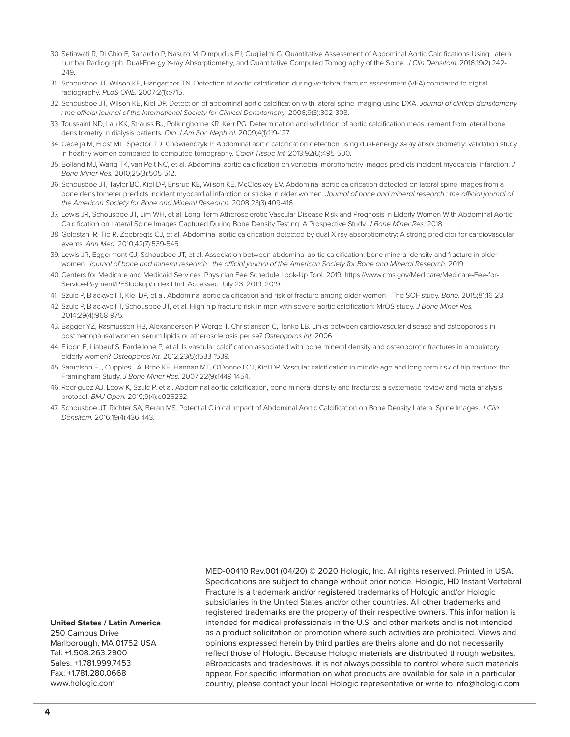30. Setiawati R, Di Chio F, Rahardjo P, Nasuto M, Dimpudus FJ, Guglielmi G. Quantitative Assessment of Abdominal Aortic Calcifications Using Lateral Lumbar Radiograph, Dual-Energy X-ray Absorptiometry, and Quantitative Computed Tomography of the Spine. *J Clin Densitom.* 2016;19(2):242-249.
31. Schousboe JT, Wilson KE, Hangartner TN. Detection of aortic calcification during vertebral fracture assessment (VFA) compared to digital radiography. *PLoS ONE.* 2007;2(1):e715.
32. Schousboe JT, Wilson KE, Kiel DP. Detection of abdominal aortic calcification with lateral spine imaging using DXA. *Journal of clinical densitometry : the official journal of the International Society for Clinical Densitometry.* 2006;9(3):302-308.
33. Toussaint ND, Lau KK, Strauss BJ, Polkinghorne KR, Kerr PG. Determination and validation of aortic calcification measurement from lateral bone densitometry in dialysis patients. *Clin J Am Soc Nephrol.* 2009;4(1):119-127.
34. Cecelja M, Frost ML, Spector TD, Chowienczyk P. Abdominal aortic calcification detection using dual-energy X-ray absorptiometry: validation study in healthy women compared to computed tomography. *Calcif Tissue Int.* 2013;92(6):495-500.
35. Bolland MJ, Wang TK, van Pelt NC, et al. Abdominal aortic calcification on vertebral morphometry images predicts incident myocardial infarction. *J Bone Miner Res.* 2010;25(3):505-512.
36. Schousboe JT, Taylor BC, Kiel DP, Ensrud KE, Wilson KE, McCloskey EV. Abdominal aortic calcification detected on lateral spine images from a bone densitometer predicts incident myocardial infarction or stroke in older women. *Journal of bone and mineral research : the official journal of the American Society for Bone and Mineral Research.* 2008;23(3):409-416.
37. Lewis JR, Schousboe JT, Lim WH, et al. Long-Term Atherosclerotic Vascular Disease Risk and Prognosis in Elderly Women With Abdominal Aortic Calcification on Lateral Spine Images Captured During Bone Density Testing: A Prospective Study. *J Bone Miner Res.* 2018.
38. Golestani R, Tio R, Zeebregts CJ, et al. Abdominal aortic calcification detected by dual X-ray absorptiometry: A strong predictor for cardiovascular events. *Ann Med.* 2010;42(7):539-545.
39. Lewis JR, Eggermont CJ, Schousboe JT, et al. Association between abdominal aortic calcification, bone mineral density and fracture in older women. *Journal of bone and mineral research : the official journal of the American Society for Bone and Mineral Research.* 2019.
40. Centers for Medicare and Medicaid Services. Physician Fee Schedule Look-Up Tool. 2019; https://www.cms.gov/Medicare/Medicare-Fee-for-Service-Payment/PFSlookup/index.html. Accessed July 23, 2019, 2019.
41. Szulc P, Blackwell T, Kiel DP, et al. Abdominal aortic calcification and risk of fracture among older women - The SOF study. *Bone.* 2015;81:16-23.
42. Szulc P, Blackwell T, Schousboe JT, et al. High hip fracture risk in men with severe aortic calcification: MrOS study. *J Bone Miner Res.* 2014;29(4):968-975.
43. Bagger YZ, Rasmussen HB, Alexandersen P, Werge T, Christiansen C, Tanko LB. Links between cardiovascular disease and osteoporosis in postmenopausal women: serum lipids or atherosclerosis per se? *Osteoporos Int.* 2006.
44. Flipon E, Liabeuf S, Fardellone P, et al. Is vascular calcification associated with bone mineral density and osteoporotic fractures in ambulatory, elderly women? *Osteoporos Int.* 2012;23(5):1533-1539.
45. Samelson EJ, Cupples LA, Broe KE, Hannan MT, O'Donnell CJ, Kiel DP. Vascular calcification in middle age and long-term risk of hip fracture: the Framingham Study. *J Bone Miner Res.* 2007;22(9):1449-1454.
46. Rodriguez AJ, Leow K, Szulc P, et al. Abdominal aortic calcification, bone mineral density and fractures: a systematic review and meta-analysis protocol. *BMJ Open.* 2019;9(4):e026232.
47. Schousboe JT, Richter SA, Beran MS. Potential Clinical Impact of Abdominal Aortic Calcification on Bone Density Lateral Spine Images. *J Clin Densitom.* 2016;19(4):436-443.

**United States / Latin America**
250 Campus Drive
Marlborough, MA 01752 USA
Tel: +1.508.263.2900
Sales: +1.781.999.7453
Fax: +1.781.280.0668
www.hologic.com

MED-00410 Rev.001 (04/20) © 2020 Hologic, Inc. All rights reserved. Printed in USA. Specifications are subject to change without prior notice. Hologic, HD Instant Vertebral Fracture is a trademark and/or registered trademarks of Hologic and/or Hologic subsidiaries in the United States and/or other countries. All other trademarks and registered trademarks are the property of their respective owners. This information is intended for medical professionals in the U.S. and other markets and is not intended as a product solicitation or promotion where such activities are prohibited. Views and opinions expressed herein by third parties are theirs alone and do not necessarily reflect those of Hologic. Because Hologic materials are distributed through websites, eBroadcasts and tradeshows, it is not always possible to control where such materials appear. For specific information on what products are available for sale in a particular country, please contact your local Hologic representative or write to info@hologic.com